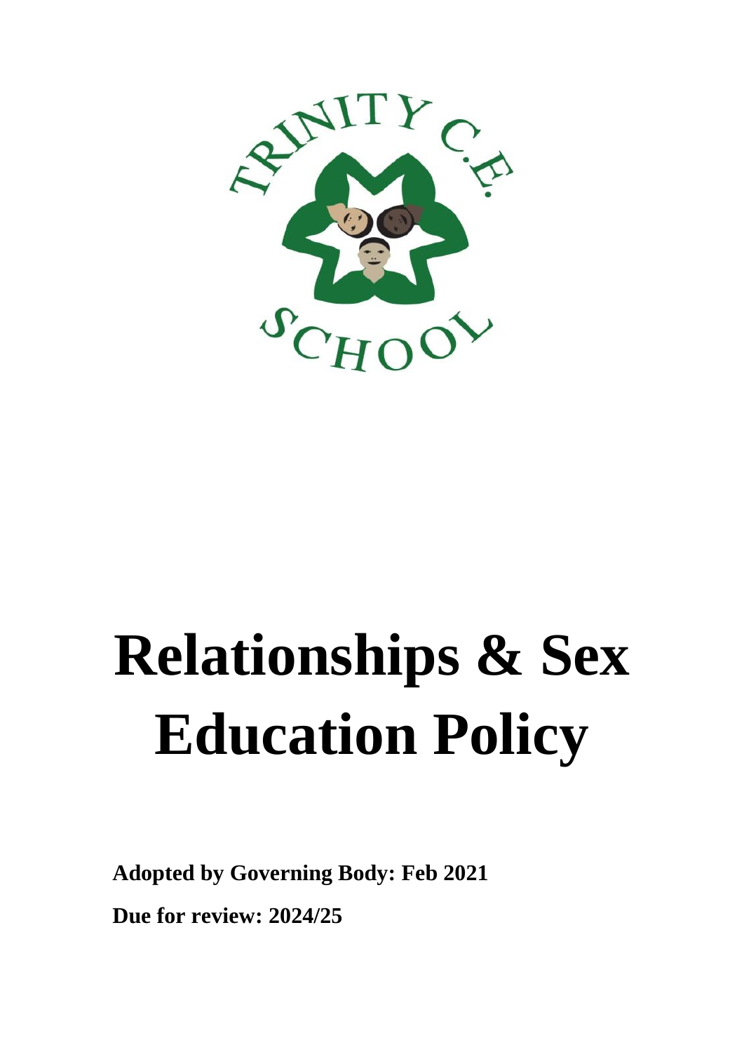# Relationships & Sex Education Policy

**Adopted by Governing Body: Feb 2021**

**Due for review: 2024/25**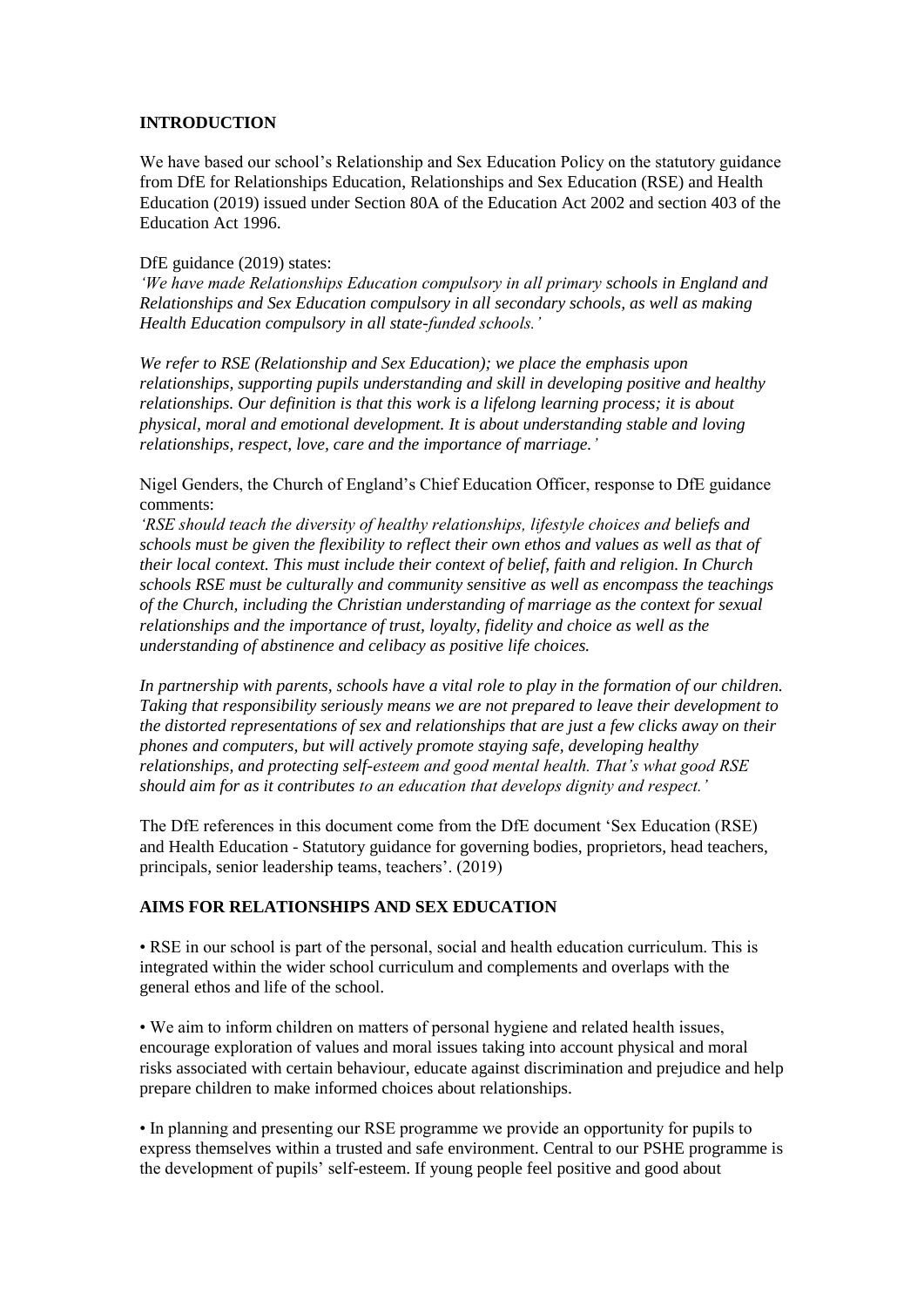## INTRODUCTION

We have based our school's Relationship and Sex Education Policy on the statutory guidance from DfE for Relationships Education, Relationships and Sex Education (RSE) and Health Education (2019) issued under Section 80A of the Education Act 2002 and section 403 of the Education Act 1996.

DfE guidance (2019) states:

*'We have made Relationships Education compulsory in all primary schools in England and Relationships and Sex Education compulsory in all secondary schools, as well as making Health Education compulsory in all state-funded schools.'*

*We refer to RSE (Relationship and Sex Education); we place the emphasis upon relationships, supporting pupils understanding and skill in developing positive and healthy relationships. Our definition is that this work is a lifelong learning process; it is about physical, moral and emotional development. It is about understanding stable and loving relationships, respect, love, care and the importance of marriage.'*

Nigel Genders, the Church of England's Chief Education Officer, response to DfE guidance comments:

*'RSE should teach the diversity of healthy relationships, lifestyle choices and beliefs and schools must be given the flexibility to reflect their own ethos and values as well as that of their local context. This must include their context of belief, faith and religion. In Church schools RSE must be culturally and community sensitive as well as encompass the teachings of the Church, including the Christian understanding of marriage as the context for sexual relationships and the importance of trust, loyalty, fidelity and choice as well as the understanding of abstinence and celibacy as positive life choices.*

*In partnership with parents, schools have a vital role to play in the formation of our children. Taking that responsibility seriously means we are not prepared to leave their development to the distorted representations of sex and relationships that are just a few clicks away on their phones and computers, but will actively promote staying safe, developing healthy relationships, and protecting self-esteem and good mental health. That's what good RSE should aim for as it contributes to an education that develops dignity and respect.'*

The DfE references in this document come from the DfE document 'Sex Education (RSE) and Health Education - Statutory guidance for governing bodies, proprietors, head teachers, principals, senior leadership teams, teachers'. (2019)

## AIMS FOR RELATIONSHIPS AND SEX EDUCATION

• RSE in our school is part of the personal, social and health education curriculum. This is integrated within the wider school curriculum and complements and overlaps with the general ethos and life of the school.

• We aim to inform children on matters of personal hygiene and related health issues, encourage exploration of values and moral issues taking into account physical and moral risks associated with certain behaviour, educate against discrimination and prejudice and help prepare children to make informed choices about relationships.

• In planning and presenting our RSE programme we provide an opportunity for pupils to express themselves within a trusted and safe environment. Central to our PSHE programme is the development of pupils' self-esteem. If young people feel positive and good about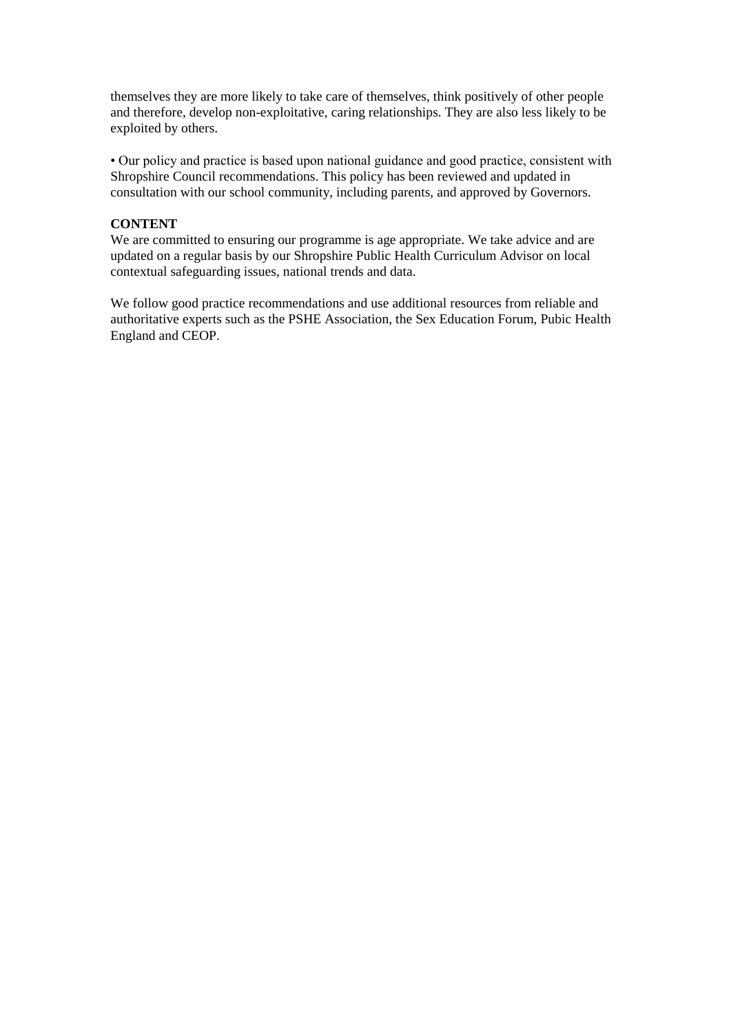themselves they are more likely to take care of themselves, think positively of other people and therefore, develop non-exploitative, caring relationships. They are also less likely to be exploited by others.

• Our policy and practice is based upon national guidance and good practice, consistent with Shropshire Council recommendations. This policy has been reviewed and updated in consultation with our school community, including parents, and approved by Governors.

**CONTENT**

We are committed to ensuring our programme is age appropriate. We take advice and are updated on a regular basis by our Shropshire Public Health Curriculum Advisor on local contextual safeguarding issues, national trends and data.

We follow good practice recommendations and use additional resources from reliable and authoritative experts such as the PSHE Association, the Sex Education Forum, Pubic Health England and CEOP.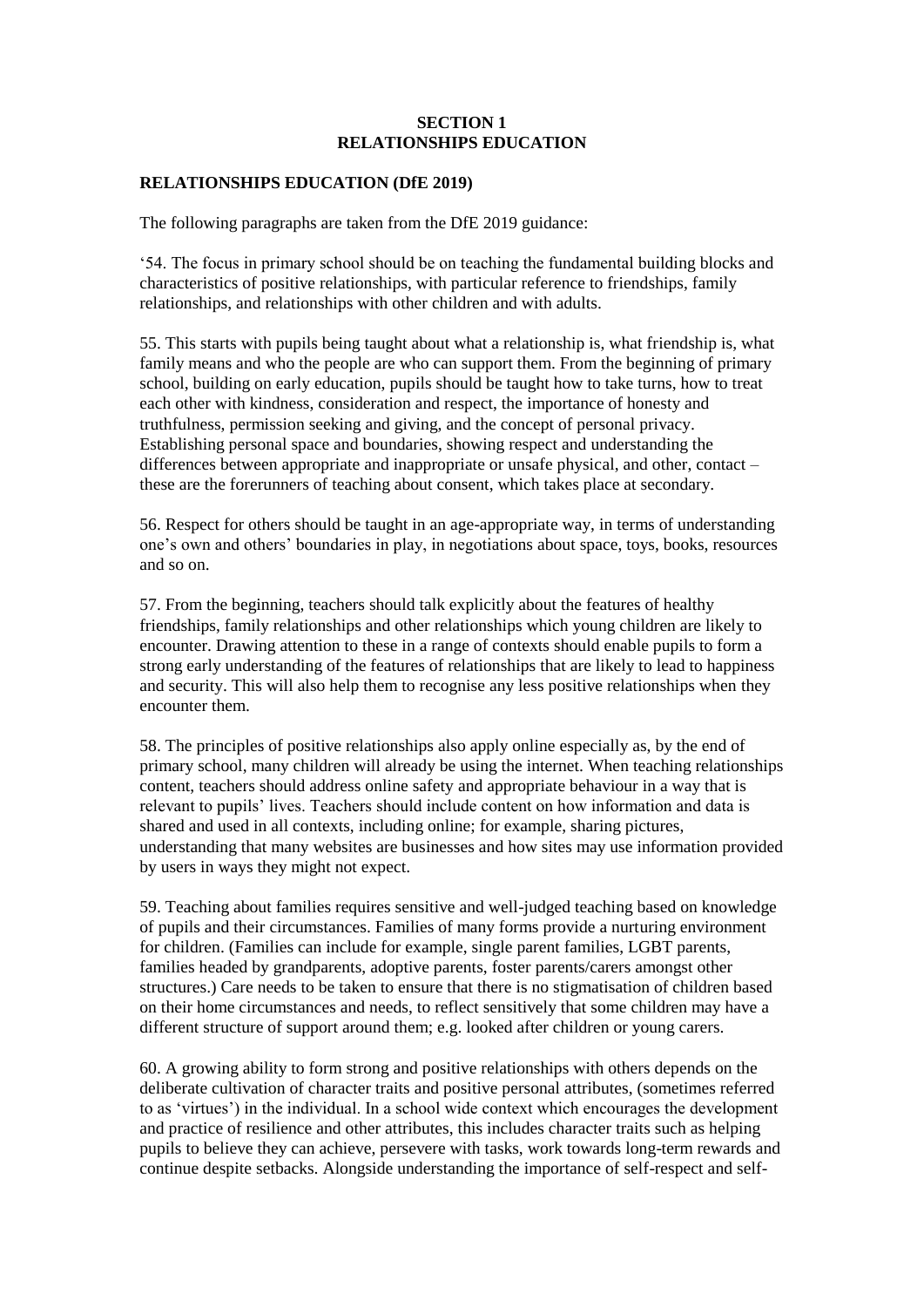# SECTION 1
# RELATIONSHIPS EDUCATION

## RELATIONSHIPS EDUCATION (DfE 2019)

The following paragraphs are taken from the DfE 2019 guidance:

'54. The focus in primary school should be on teaching the fundamental building blocks and characteristics of positive relationships, with particular reference to friendships, family relationships, and relationships with other children and with adults.

55. This starts with pupils being taught about what a relationship is, what friendship is, what family means and who the people are who can support them. From the beginning of primary school, building on early education, pupils should be taught how to take turns, how to treat each other with kindness, consideration and respect, the importance of honesty and truthfulness, permission seeking and giving, and the concept of personal privacy. Establishing personal space and boundaries, showing respect and understanding the differences between appropriate and inappropriate or unsafe physical, and other, contact – these are the forerunners of teaching about consent, which takes place at secondary.

56. Respect for others should be taught in an age-appropriate way, in terms of understanding one's own and others' boundaries in play, in negotiations about space, toys, books, resources and so on.

57. From the beginning, teachers should talk explicitly about the features of healthy friendships, family relationships and other relationships which young children are likely to encounter. Drawing attention to these in a range of contexts should enable pupils to form a strong early understanding of the features of relationships that are likely to lead to happiness and security. This will also help them to recognise any less positive relationships when they encounter them.

58. The principles of positive relationships also apply online especially as, by the end of primary school, many children will already be using the internet. When teaching relationships content, teachers should address online safety and appropriate behaviour in a way that is relevant to pupils' lives. Teachers should include content on how information and data is shared and used in all contexts, including online; for example, sharing pictures, understanding that many websites are businesses and how sites may use information provided by users in ways they might not expect.

59. Teaching about families requires sensitive and well-judged teaching based on knowledge of pupils and their circumstances. Families of many forms provide a nurturing environment for children. (Families can include for example, single parent families, LGBT parents, families headed by grandparents, adoptive parents, foster parents/carers amongst other structures.) Care needs to be taken to ensure that there is no stigmatisation of children based on their home circumstances and needs, to reflect sensitively that some children may have a different structure of support around them; e.g. looked after children or young carers.

60. A growing ability to form strong and positive relationships with others depends on the deliberate cultivation of character traits and positive personal attributes, (sometimes referred to as 'virtues') in the individual. In a school wide context which encourages the development and practice of resilience and other attributes, this includes character traits such as helping pupils to believe they can achieve, persevere with tasks, work towards long-term rewards and continue despite setbacks. Alongside understanding the importance of self-respect and self-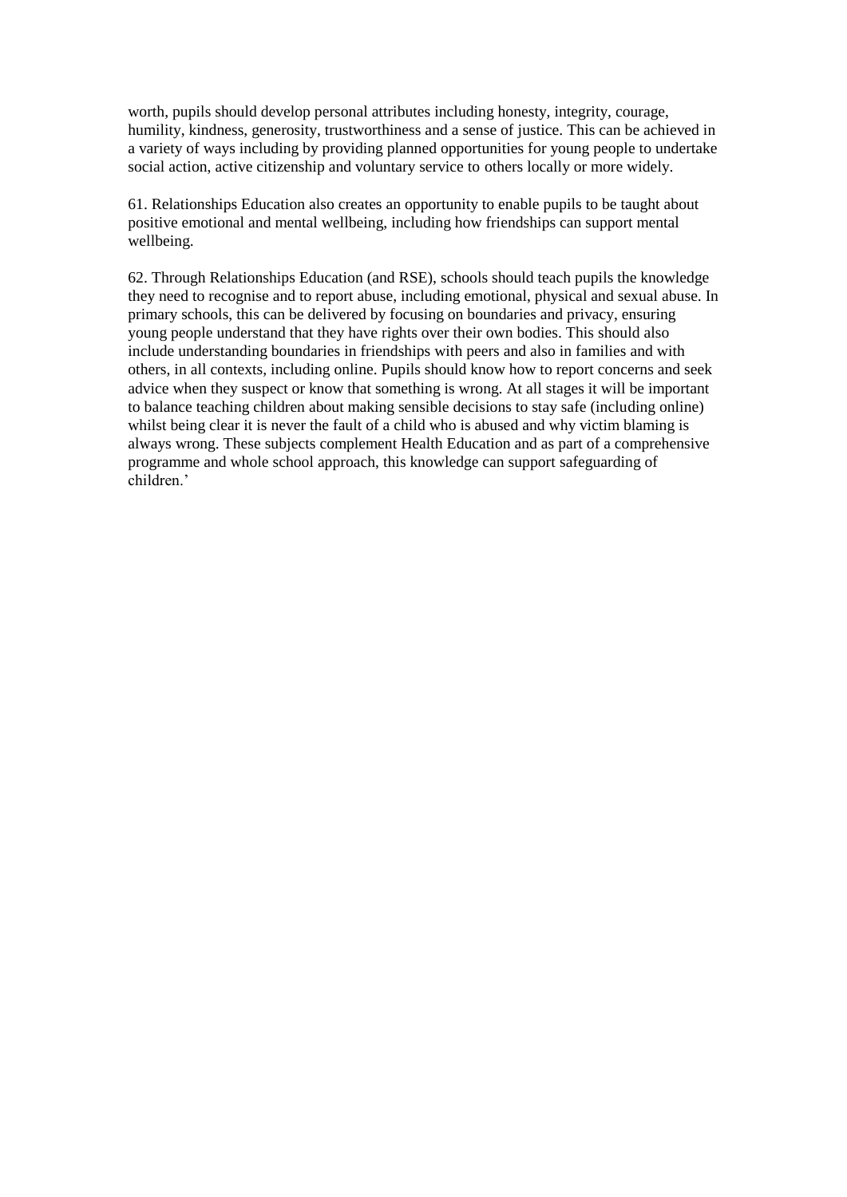worth, pupils should develop personal attributes including honesty, integrity, courage, humility, kindness, generosity, trustworthiness and a sense of justice. This can be achieved in a variety of ways including by providing planned opportunities for young people to undertake social action, active citizenship and voluntary service to others locally or more widely.

61. Relationships Education also creates an opportunity to enable pupils to be taught about positive emotional and mental wellbeing, including how friendships can support mental wellbeing.

62. Through Relationships Education (and RSE), schools should teach pupils the knowledge they need to recognise and to report abuse, including emotional, physical and sexual abuse. In primary schools, this can be delivered by focusing on boundaries and privacy, ensuring young people understand that they have rights over their own bodies. This should also include understanding boundaries in friendships with peers and also in families and with others, in all contexts, including online. Pupils should know how to report concerns and seek advice when they suspect or know that something is wrong. At all stages it will be important to balance teaching children about making sensible decisions to stay safe (including online) whilst being clear it is never the fault of a child who is abused and why victim blaming is always wrong. These subjects complement Health Education and as part of a comprehensive programme and whole school approach, this knowledge can support safeguarding of children.'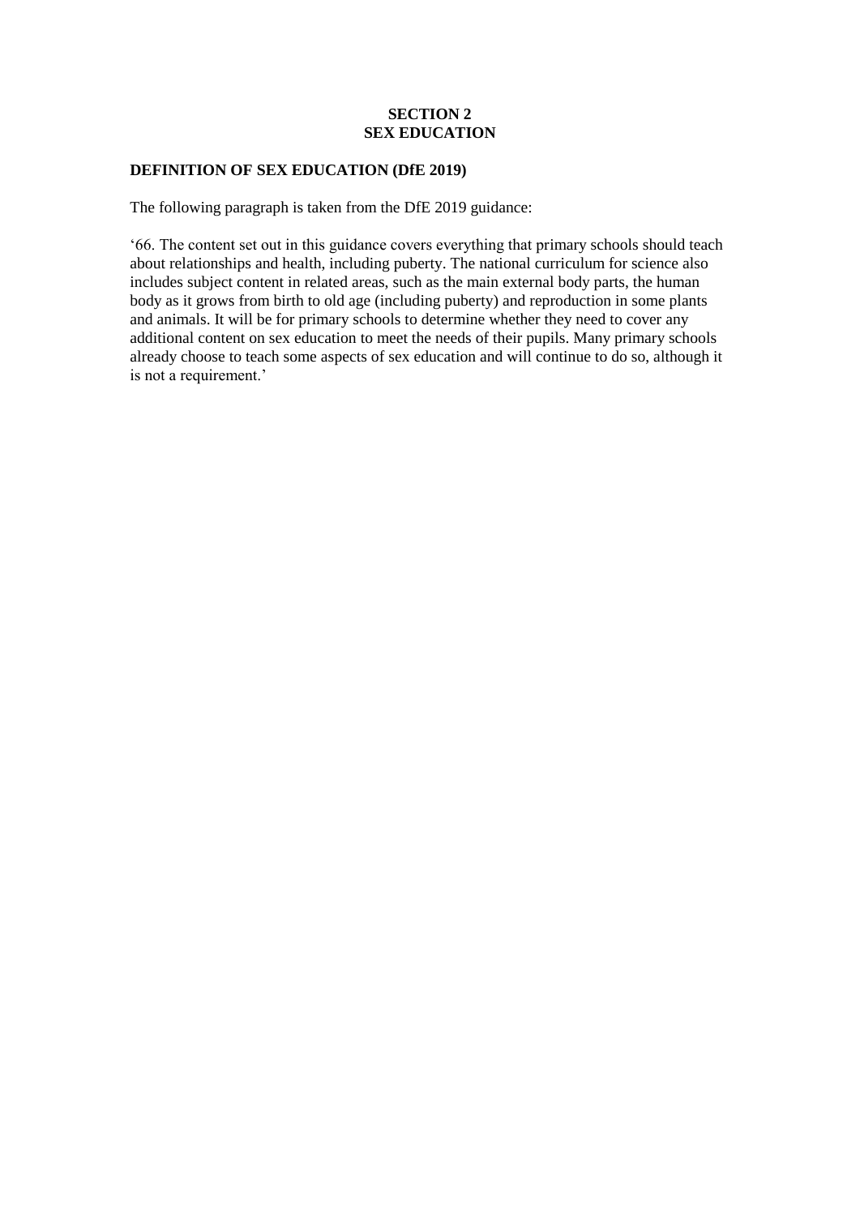# SECTION 2
# SEX EDUCATION

## DEFINITION OF SEX EDUCATION (DfE 2019)

The following paragraph is taken from the DfE 2019 guidance:

'66. The content set out in this guidance covers everything that primary schools should teach about relationships and health, including puberty. The national curriculum for science also includes subject content in related areas, such as the main external body parts, the human body as it grows from birth to old age (including puberty) and reproduction in some plants and animals. It will be for primary schools to determine whether they need to cover any additional content on sex education to meet the needs of their pupils. Many primary schools already choose to teach some aspects of sex education and will continue to do so, although it is not a requirement.'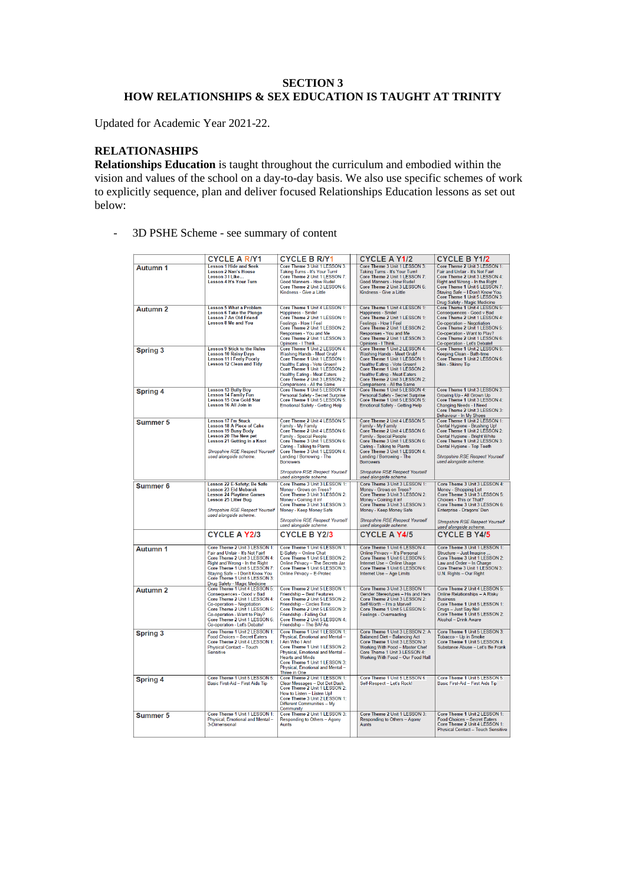# SECTION 3
## HOW RELATIONSHIPS & SEX EDUCATION IS TAUGHT AT TRINITY

Updated for Academic Year 2021-22.

### RELATIONSHIPS

**Relationships Education** is taught throughout the curriculum and embodied within the vision and values of the school on a day-to-day basis. We also use specific schemes of work to explicitly sequence, plan and deliver focused Relationships Education lessons as set out below:

- 3D PSHE Scheme - see summary of content

| | CYCLE A R/Y1 | CYCLE B R/Y1 | CYCLE A Y1/2 | CYCLE B Y1/2 |
|---|---|---|---|---|
| Autumn 1 | Lesson 1 Hide and Seek<br>Lesson 2 Nan's House<br>Lesson 3 I Like…<br>Lesson 4 It's Your Turn | Core Theme 3 Unit 1 LESSON 3: Taking Turns - It's Your Turn!<br>Core Theme 2 Unit 1 LESSON 7: Good Manners - How Rude!<br>Core Theme 2 Unit 3 LESSON 6: Kindness - Give a Little | Core Theme 3 Unit 1 LESSON 3: Taking Turns - It's Your Turn!<br>Core Theme 2 Unit 1 LESSON 7: Good Manners - How Rude!<br>Core Theme 2 Unit 3 LESSON 6: Kindness - Give a Little | Core Theme 2 Unit 3 LESSON 3: Fair and Unfair - It's Not Fair!<br>Core Theme 2 Unit 3 LESSON 4: Right and Wrong - In the Right<br>Core Theme 1 Unit 6 LESSON 7: Staying Safe – I Don't Know You<br>Core Theme 1 Unit 5 LESSON 3: Drug Safety - Magic Medicine |
| Autumn 2 | Lesson 5 What a Problem<br>Lesson 6 Take the Plunge<br>Lesson 7 An Old Friend<br>Lesson 8 Me and You | Core Theme 1 Unit 4 LESSON 1: Happiness - Smile!<br>Core Theme 2 Unit 1 LESSON 1: Feelings - How I Feel<br>Core Theme 2 Unit 1 LESSON 2: Responses - You and Me<br>Core Theme 2 Unit 1 LESSON 3: Opinions - I Think… | Core Theme 1 Unit 4 LESSON 1: Happiness - Smile!<br>Core Theme 2 Unit 1 LESSON 1: Feelings - How I Feel<br>Core Theme 2 Unit 1 LESSON 2: Responses - You and Me<br>Core Theme 2 Unit 1 LESSON 3: Opinions - I Think… | Core Theme 1 Unit 4 LESSON 5: Consequences - Good v Bad<br>Core Theme 2 Unit 1 LESSON 4: Co-operation – Negotiation<br>Core Theme 2 Unit 1 LESSON 5: Co-operation - Want to Play?<br>Core Theme 2 Unit 1 LESSON 6: Co-operation - Let's Debate! |
| Spring 3 | Lesson 9 Stick to the Rules<br>Lesson 10 Rainy Days<br>Lesson 11 I Feely Poorly<br>Lesson 12 Clean and Tidy | Core Theme 1 Unit 2 LESSON 4: Washing Hands - Meet Grub!<br>Core Theme 1 Unit 1 LESSON 1: Healthy Eating - Vote Green!<br>Core Theme 1 Unit 1 LESSON 2: Healthy Eating - Meat Eaters<br>Core Theme 2 Unit 3 LESSON 2: Comparisons - All the Same | Core Theme 1 Unit 2 LESSON 4: Washing Hands - Meet Grub!<br>Core Theme 1 Unit 1 LESSON 1: Healthy Eating - Vote Green!<br>Core Theme 1 Unit 1 LESSON 2: Healthy Eating - Meat Eaters<br>Core Theme 2 Unit 3 LESSON 2: Comparisons - All the Same | Core Theme 1 Unit 2 LESSON 5: Keeping Clean - Bath-time<br>Core Theme 1 Unit 2 LESSON 6: Skin - Skinny Tip |
| Spring 4 | Lesson 13 Bully Boy<br>Lesson 14 Family Fun<br>Lesson 15 One Gold Star<br>Lesson 16 All Join in | Core Theme 1 Unit 5 LESSON 4: Personal Safety - Secret Surprise<br>Core Theme 1 Unit 5 LESSON 5: Emotional Safety - Getting Help | Core Theme 1 Unit 5 LESSON 4: Personal Safety - Secret Surprise<br>Core Theme 1 Unit 5 LESSON 5: Emotional Safety - Getting Help | Core Theme 1 Unit 3 LESSON 3: Growing Up - All Grown Up<br>Core Theme 1 Unit 3 LESSON 4: Changing Needs - I Need<br>Core Theme 2 Unit 3 LESSON 3: Behaviour - In My Shoes |
| Summer 5 | Lesson 17 I'm Stuck<br>Lesson 18 A Piece of Cake<br>Lesson 19 Busy Body<br>Lesson 20 The New pet<br>Lesson 21 Getting in a Knot<br><br>*Shropshire RSE Respect Yourself used alongside scheme.* | Core Theme 2 Unit 4 LESSON 5: Family - My Family<br>Core Theme 2 Unit 4 LESSON 6: Family - Special People<br>Core Theme 3 Unit 1 LESSON 6: Caring - Talking to Plants<br>Core Theme 3 Unit 1 LESSON 4: Lending / Borrowing - The Borrowers<br><br>*Shropshire RSE Respect Yourself used alongside scheme.* | Core Theme 2 Unit 4 LESSON 5: Family - My Family<br>Core Theme 2 Unit 4 LESSON 6: Family - Special People<br>Core Theme 3 Unit 1 LESSON 6: Caring - Talking to Plants<br>Core Theme 3 Unit 1 LESSON 4: Lending / Borrowing - The Borrowers<br><br>*Shropshire RSE Respect Yourself used alongside scheme.* | Core Theme 1 Unit 2 LESSON 1: Dental Hygiene - Brushing Up!<br>Core Theme 1 Unit 2 LESSON 2: Dental Hygiene - Bright White<br>Core Theme 1 Unit 2 LESSON 3: Dental Hygiene - Top Teeth<br><br>*Shropshire RSE Respect Yourself used alongside scheme.* |
| Summer 6 | Lesson 22 E-Safety: Be Safe<br>Lesson 23 Eid Mubarak<br>Lesson 24 Playtime Games<br>Lesson 25 Litter Bug<br><br>*Shropshire RSE Respect Yourself used alongside scheme.* | Core Theme 3 Unit 3 LESSON 1: Money - Grows on Trees?<br>Core Theme 3 Unit 3 LESSON 2: Money - Coining it in!<br>Core Theme 3 Unit 3 LESSON 3: Money - Keep Money Safe<br><br>*Shropshire RSE Respect Yourself used alongside scheme.* | Core Theme 3 Unit 3 LESSON 1: Money - Grows on Trees?<br>Core Theme 3 Unit 3 LESSON 2: Money - Coining it in!<br>Core Theme 3 Unit 3 LESSON 3: Money - Keep Money Safe<br><br>*Shropshire RSE Respect Yourself used alongside scheme.* | Core Theme 3 Unit 3 LESSON 4: Money - Shopping List<br>Core Theme 3 Unit 3 LESSON 5: Choices - This or That?<br>Core Theme 3 Unit 3 LESSON 6: Enterprise - Dragons' Den<br><br>*Shropshire RSE Respect Yourself used alongside scheme.* |
| | **CYCLE A Y2/3** | **CYCLE B Y2/3** | **CYCLE A Y4/5** | **CYCLE B Y4/5** |
| Autumn 1 | Core Theme 2 Unit 3 LESSON 1: Fair and Unfair - It's Not Fair!<br>Core Theme 2 Unit 3 LESSON 4: Right and Wrong - In the Right<br>Core Theme 1 Unit 5 LESSON 7: Staying Safe – I Don't Know You<br>Core Theme 1 Unit 5 LESSON 3: Drug Safety - Magic Medicine | Core Theme 1 Unit 6 LESSON 1: E-Safety – Online Chat<br>Core Theme 1 Unit 6 LESSON 2: Online Privacy – The Secrets Jar<br>Core Theme 1 Unit 6 LESSON 3: Online Privacy – E-Protec | Core Theme 1 Unit 6 LESSON 4: Online Privacy – It's Personal<br>Core Theme 1 Unit 6 LESSON 5: Internet Use – Online Usage<br>Core Theme 1 Unit 6 LESSON 6: Internet Use – Age Limits | Core Theme 3 Unit 1 LESSON 1: Structure – Just Imagine<br>Core Theme 3 Unit 1 LESSON 2: Law and Order – In Charge<br>Core Theme 3 Unit 1 LESSON 3: U.N. Rights – Our Right |
| Autumn 2 | Core Theme 1 Unit 4 LESSON 5: Consequences - Good v Bad<br>Core Theme 2 Unit 1 LESSON 4: Co-operation – Negotiation<br>Core Theme 2 Unit 1 LESSON 5: Co-operation - Want to Play?<br>Core Theme 2 Unit 1 LESSON 6: Co-operation - Let's Debate! | Core Theme 2 Unit 5 LESSON 1: Friendship – Best Features<br>Core Theme 2 Unit 5 LESSON 2: Friendship – Circles Time<br>Core Theme 2 Unit 5 LESSON 3: Friendship - Falling Out<br>Core Theme 2 Unit 5 LESSON 4: Friendship – The BAFAs | Core Theme 3 Unit 3 LESSON 1: Gender Stereotypes – His and Hers<br>Core Theme 3 Unit 3 LESSON 2: Self-Worth – I'm a Marvel!<br>Core Theme 1 Unit 5 LESSON 5: Feelings - Overreacting | Core Theme 2 Unit 4 LESSON 5: Online Relationships – A Risky Business<br>Core Theme 1 Unit 5 LESSON 1: Drugs – Just Say No!<br>Core Theme 1 Unit 5 LESSON 2: Alcohol – Drink Aware |
| Spring 3 | Core Theme 1 Unit 2 LESSON 1: Food Choices – Secret Eaters<br>Core Theme 2 Unit 4 LESSON 1: Physical Contact – Touch Sensitive | Core Theme 1 Unit 1 LESSON 1: Physical, Emotional and Mental – I Am Who I Am!<br>Core Theme 1 Unit 1 LESSON 2: Physical, Emotional and Mental – Hearts and Minds<br>Core Theme 1 Unit 1 LESSON 3: Physical, Emotional and Mental – Three in One | Core Theme 1 Unit 3 LESSON 2: A Balanced Diet – Balancing Act<br>Core Theme 1 Unit 3 LESSON 3: Working With Food – Master Chef<br>Core Theme 1 Unit 3 LESSON 4: Working With Food – Our Food Hall | Core Theme 1 Unit 5 LESSON 3: Tobacco – Up in Smoke<br>Core Theme 1 Unit 5 LESSON 4: Substance Abuse – Let's Be Frank |
| Spring 4 | Core Theme 1 Unit 5 LESSON 6: Basic First-Aid – First Aids Tip | Core Theme 2 Unit 1 LESSON 1: Clear Messages – Dot Dot Dash<br>Core Theme 2 Unit 1 LESSON 2: How to Listen – Listen Up!<br>Core Theme 3 Unit 2 LESSON 1: Different Communities – My Community | Core Theme 1 Unit 5 LESSON 6: Self-Respect – Let's Rock! | Core Theme 1 Unit 5 LESSON 5: Basic First-Aid – First Aids Tip |
| Summer 5 | Core Theme 1 Unit 1 LESSON 1: Physical, Emotional and Mental – 3-Dimensional | Core Theme 2 Unit 1 LESSON 3: Responding to Others – Agony Aunts | Core Theme 2 Unit 1 LESSON 3: Responding to Others – Agony Aunts | Core Theme 1 Unit 2 LESSON 1: Food Choices – Secret Eaters<br>Core Theme 2 Unit 4 LESSON 1: Physical Contact – Touch Sensitive |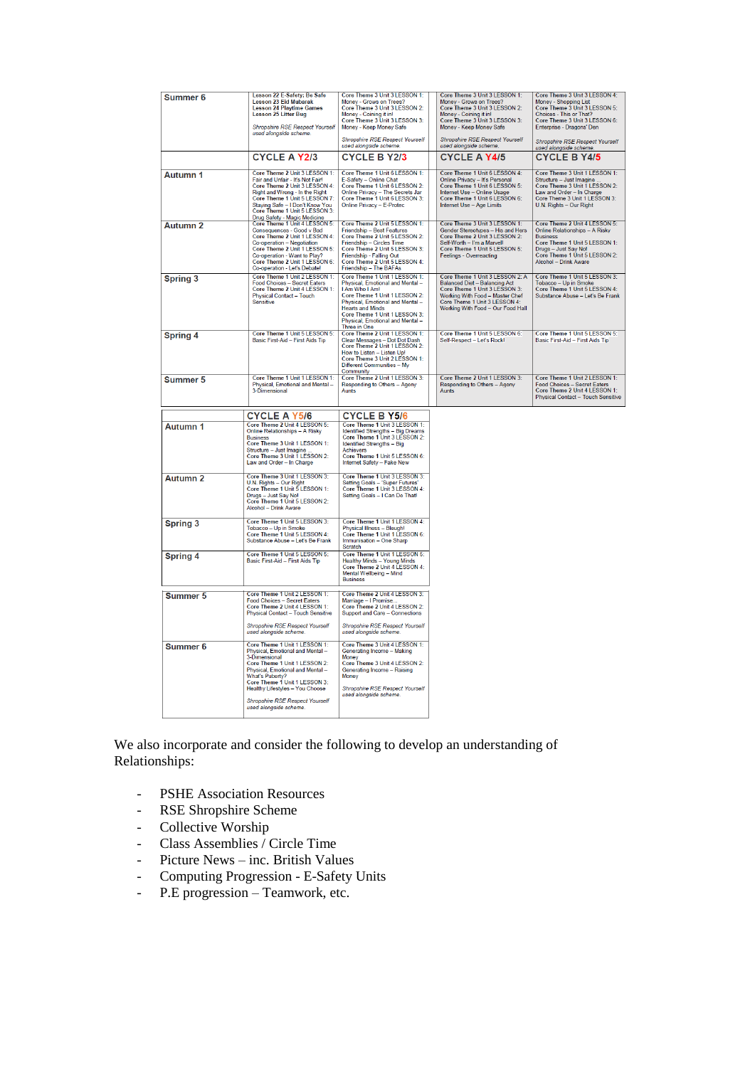| | | | | |
|---|---|---|---|---|
| **Summer 6** | **Lesson 22** E-Safety: Be Safe<br>**Lesson 23** Eid Mubarak<br>**Lesson 24** Playtime Games<br>**Lesson 25** Litter Bug<br><br>*Shropshire RSE Respect Yourself used alongside scheme.* | **Core Theme 3** Unit 3 LESSON 1: Money - Grows on Trees?<br>**Core Theme 3** Unit 3 LESSON 2: Money - Coining it in!<br>**Core Theme 3** Unit 3 LESSON 3: Money - Keep Money Safe<br><br>*Shropshire RSE Respect Yourself used alongside scheme.* | **Core Theme 3** Unit 3 LESSON 1: Money - Grows on Trees?<br>**Core Theme 3** Unit 3 LESSON 2: Money - Coining it in!<br>**Core Theme 3** Unit 3 LESSON 3: Money - Keep Money Safe<br><br>*Shropshire RSE Respect Yourself used alongside scheme.* | **Core Theme 3** Unit 3 LESSON 4: Money - Shopping List<br>**Core Theme 3** Unit 3 LESSON 5: Choices - This or That?<br>**Core Theme 3** Unit 3 LESSON 6: Enterprise - Dragons' Den<br><br>*Shropshire RSE Respect Yourself used alongside scheme.* |
| | **CYCLE A Y2/3** | **CYCLE B Y2/3** | **CYCLE A Y4/5** | **CYCLE B Y4/5** |
| **Autumn 1** | **Core Theme 2** Unit 3 LESSON 1: Fair and Unfair - It's Not Fair!<br>**Core Theme 2** Unit 3 LESSON 4: Right and Wrong - In the Right<br>**Core Theme 1** Unit 5 LESSON 7: Staying Safe – I Don't Know You<br>**Core Theme 1** Unit 5 LESSON 3: Drug Safety - Magic Medicine | **Core Theme 1** Unit 6 LESSON 1: E-Safety – Online Chat<br>**Core Theme 1** Unit 6 LESSON 2: Online Privacy – The Secrets Jar<br>**Core Theme 1** Unit 6 LESSON 3: Online Privacy – E-Protec | **Core Theme 1** Unit 6 LESSON 4: Online Privacy – It's Personal<br>**Core Theme 1** Unit 6 LESSON 5: Internet Use – Online Usage<br>**Core Theme 1** Unit 6 LESSON 6: Internet Use – Age Limits | **Core Theme 3** Unit 1 LESSON 1: Structure – Just Imagine<br>**Core Theme 3** Unit 1 LESSON 2: Law and Order – In Charge<br>**Core Theme 3** Unit 1 LESSON 3: U.N. Rights – Our Right |
| **Autumn 2** | **Core Theme 1** Unit 4 LESSON 5: Consequences - Good v Bad<br>**Core Theme 2** Unit 1 LESSON 4: Co-operation – Negotiation<br>**Core Theme 2** Unit 1 LESSON 5: Co-operation - Want to Play?<br>**Core Theme 2** Unit 1 LESSON 6: Co-operation - Let's Debate! | **Core Theme 2** Unit 5 LESSON 1: Friendship – Best Features<br>**Core Theme 2** Unit 5 LESSON 2: Friendship – Circles Time<br>**Core Theme 2** Unit 5 LESSON 3: Friendship - Falling Out<br>**Core Theme 2** Unit 5 LESSON 4: Friendship – The BAFAs | **Core Theme 3** Unit 3 LESSON 1: Gender Stereotypes – His and Hers<br>**Core Theme 2** Unit 3 LESSON 2: Self-Worth – I'm a Marvel!<br>**Core Theme 1** Unit 5 LESSON 5: Feelings - Overreacting | **Core Theme 2** Unit 4 LESSON 5: Online Relationships – A Risky Business<br>**Core Theme 1** Unit 5 LESSON 1: Drugs – Just Say No!<br>**Core Theme 1** Unit 5 LESSON 2: Alcohol – Drink Aware |
| **Spring 3** | **Core Theme 1** Unit 2 LESSON 1: Food Choices – Secret Eaters<br>**Core Theme 2** Unit 4 LESSON 1: Physical Contact – Touch Sensitive | **Core Theme 1** Unit 1 LESSON 1: Physical, Emotional and Mental – I Am Who I Am!<br>**Core Theme 1** Unit 1 LESSON 2: Physical, Emotional and Mental – Hearts and Minds<br>**Core Theme 1** Unit 1 LESSON 3: Physical, Emotional and Mental – Three in One | **Core Theme 1** Unit 3 LESSON 2: A Balanced Diet – Balancing Act<br>**Core Theme 1** Unit 3 LESSON 3: Working With Food – Master Chef<br>**Core Theme 1** Unit 3 LESSON 4: Working With Food – Our Food Hall | **Core Theme 1** Unit 5 LESSON 3: Tobacco – Up in Smoke<br>**Core Theme 1** Unit 5 LESSON 4: Substance Abuse – Let's Be Frank |
| **Spring 4** | **Core Theme 1** Unit 5 LESSON 5: Basic First-Aid – First Aids Tip | **Core Theme 2** Unit 1 LESSON 1: Clear Messages – Dot Dot Dash<br>**Core Theme 2** Unit 1 LESSON 2: How to Listen – Listen Up!<br>**Core Theme 3** Unit 2 LESSON 1: Different Communities – My Community | **Core Theme 1** Unit 5 LESSON 6: Self-Respect – Let's Rock! | **Core Theme 1** Unit 5 LESSON 5: Basic First-Aid – First Aids Tip |
| **Summer 5** | **Core Theme 1** Unit 1 LESSON 1: Physical, Emotional and Mental – 3-Dimensional | **Core Theme 2** Unit 1 LESSON 3: Responding to Others – Agony Aunts | **Core Theme 2** Unit 1 LESSON 3: Responding to Others – Agony Aunts | **Core Theme 1** Unit 2 LESSON 1: Food Choices – Secret Eaters<br>**Core Theme 2** Unit 4 LESSON 1: Physical Contact – Touch Sensitive |

| | **CYCLE A Y5/6** | **CYCLE B Y5/6** |
|---|---|---|
| **Autumn 1** | **Core Theme 2** Unit 4 LESSON 5: Online Relationships – A Risky Business<br>**Core Theme 3** Unit 1 LESSON 1: Structure – Just Imagine<br>**Core Theme 3** Unit 1 LESSON 2: Law and Order – In Charge | **Core Theme 1** Unit 3 LESSON 1: Identified Strengths – Big Dreams<br>**Core Theme 1** Unit 3 LESSON 2: Identified Strengths – Big Achievers<br>**Core Theme 1** Unit 5 LESSON 6: Internet Safety – Fake New |
| **Autumn 2** | **Core Theme 3** Unit 1 LESSON 3: U.N. Rights – Our Right<br>**Core Theme 1** Unit 5 LESSON 1: Drugs – Just Say No!<br>**Core Theme 1** Unit 5 LESSON 2: Alcohol – Drink Aware | **Core Theme 1** Unit 3 LESSON 3: Setting Goals – 'Super Futures'<br>**Core Theme 1** Unit 3 LESSON 4: Setting Goals – I Can Do That! |
| **Spring 3** | **Core Theme 1** Unit 5 LESSON 3: Tobacco – Up in Smoke<br>**Core Theme 1** Unit 5 LESSON 4: Substance Abuse – Let's Be Frank | **Core Theme 1** Unit 1 LESSON 4: Physical Illness – Bleugh!<br>**Core Theme 1** Unit 1 LESSON 6: Immunisation – One Sharp Scratch |
| **Spring 4** | **Core Theme 1** Unit 5 LESSON 5: Basic First-Aid – First Aids Tip | **Core Theme 1** Unit 1 LESSON 5: Healthy Minds – Young Minds<br>**Core Theme 2** Unit 4 LESSON 4: Mental Wellbeing – Mind Business |
| **Summer 5** | **Core Theme 1** Unit 2 LESSON 1: Food Choices – Secret Eaters<br>**Core Theme 2** Unit 4 LESSON 1: Physical Contact – Touch Sensitive<br><br>*Shropshire RSE Respect Yourself used alongside scheme.* | **Core Theme 2** Unit 4 LESSON 3: Marriage – I Promise…<br>**Core Theme 2** Unit 4 LESSON 2: Support and Care – Connections<br><br>*Shropshire RSE Respect Yourself used alongside scheme.* |
| **Summer 6** | **Core Theme 1** Unit 1 LESSON 1: Physical, Emotional and Mental – 3-Dimensional<br>**Core Theme 1** Unit 1 LESSON 2: Physical, Emotional and Mental – What's Puberty?<br>**Core Theme 1** Unit 1 LESSON 3: Healthy Lifestyles – You Choose<br><br>*Shropshire RSE Respect Yourself used alongside scheme.* | **Core Theme 3** Unit 4 LESSON 1: Generating Income – Making Money<br>**Core Theme 3** Unit 4 LESSON 2: Generating Income – Raising Money<br><br>*Shropshire RSE Respect Yourself used alongside scheme.* |

We also incorporate and consider the following to develop an understanding of Relationships:

- PSHE Association Resources
- RSE Shropshire Scheme
- Collective Worship
- Class Assemblies / Circle Time
- Picture News – inc. British Values
- Computing Progression - E-Safety Units
- P.E progression – Teamwork, etc.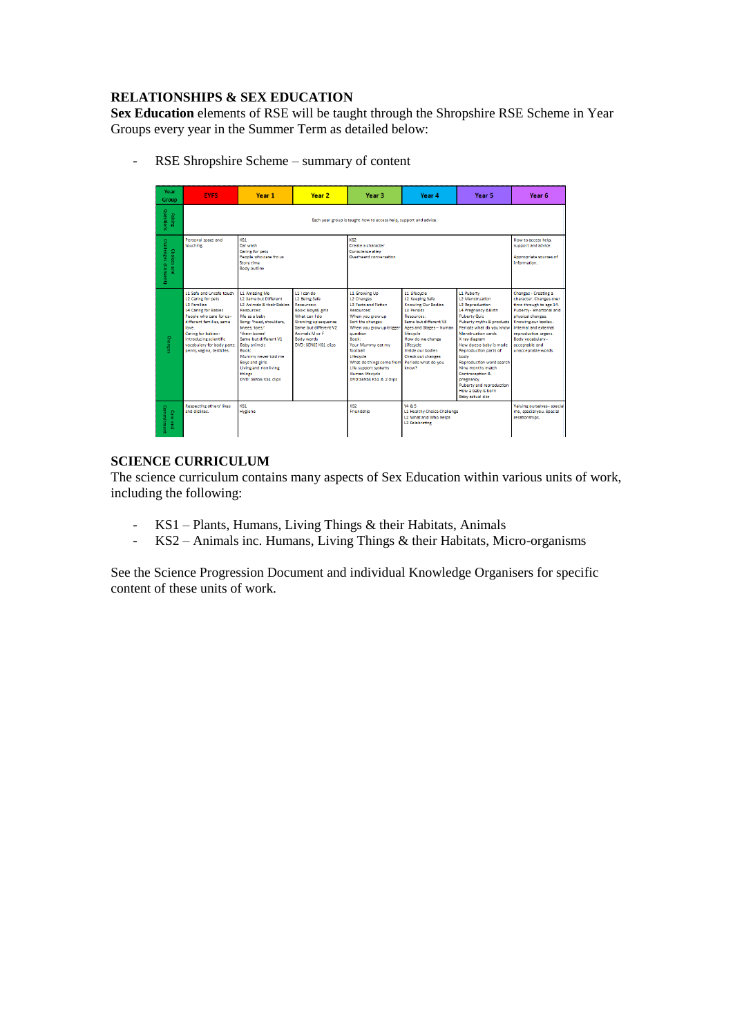## RELATIONSHIPS & SEX EDUCATION

**Sex Education** elements of RSE will be taught through the Shropshire RSE Scheme in Year Groups every year in the Summer Term as detailed below:

- RSE Shropshire Scheme – summary of content

| Year Group | EYFS | Year 1 | Year 2 | Year 3 | Year 4 | Year 5 | Year 6 |
|---|---|---|---|---|---|---|---|
| Asking Questions | Each year group is taught how to access help, support and advice. | | | | | | |
| Choices and Challenges (Consent) | Personal space and touching. | KS1<br>Car wash<br>Caring for pets<br>People who care for us<br>Story time<br>Body outline | | KS2<br>Create a character<br>Conscience alley<br>Overheard conversation | | | How to access help, support and advice.<br><br>Appropriate sources of information. |
| Changes | L1 Safe and Unsafe touch<br>L2 Caring for pets<br>L3 Families<br>L4 Caring for Babies<br>People who care for us - different families, same love<br>Caring for babies - introducing scientific vocabulary for body parts penis, vagina, testicles. | L1 Amazing Me<br>L2 Same but Different<br>L3 Animals & their Babies<br>Resources:<br>Me as a baby<br>Song: 'head, shoulders, knees, toes,'<br>'them bones'<br>Same but different V1<br>Baby animals<br>Book:<br>Mummy never told me<br>Boys and girls<br>Living and non living things<br>DVD: SENSE KS1 clips | L1 I can do<br>L2 Being Safe<br>Resources:<br>Book: Boys& girls<br>What can I do<br>Growing up sequence<br>Same but different V2<br>Animals M or F<br>Body words<br>DVD: SENSE KS1 clips | L1 Growing Up<br>L2 Changes<br>L3 Facts and Fiction<br>Resources:<br>When you grow up<br>Sort the changes<br>When you grow up trigger question<br>Book:<br>Your Mummy eat my football<br>Lifecycle<br>What do things come from<br>Life support systems<br>Human lifecycle<br>DVD:SENSE KS1 & 2 clips | L1 Lifecycle<br>L2 Keeping Safe<br>Knowing Our Bodies<br>L3 Periods<br>Resources:<br>Same but different V3<br>Ages and Stages – human lifecycle<br>How do we change<br>Lifecycle<br>Inside our bodies<br>Check out changes<br>Periods what do you know? | L1 Puberty<br>L2 Menstruation<br>L3 Reproduction<br>L4 Pregnancy &Birth<br>Puberty Quiz<br>Puberty myths & products<br>Periods what do you know<br>Menstruation cards<br>X ray diagram<br>How does a baby is made<br>Reproduction parts of body<br>Reproduction word search<br>Nine months match<br>Contraception & pregnancy<br>Puberty and reproduction<br>How a baby is born<br>Baby actual size | Changes - Creating a character. Changes over time through to age 14.<br>Puberty - emotional and physical changes.<br>Knowing our bodies - internal and external reproductive organs.<br>Body vocabulary - acceptable and unacceptable words. |
| Care and Commitment | Respecting others' likes and dislikes. | KS1<br>Hygiene | | KS2<br>Friendship | Y4 & 5<br>L1 Healthy Choice Challenge<br>L2 What and Who helps<br>L3 Celebrating | | Valuing ourselves - special me, special you. Special relationships. |

## SCIENCE CURRICULUM

The science curriculum contains many aspects of Sex Education within various units of work, including the following:

- KS1 – Plants, Humans, Living Things & their Habitats, Animals
- KS2 – Animals inc. Humans, Living Things & their Habitats, Micro-organisms

See the Science Progression Document and individual Knowledge Organisers for specific content of these units of work.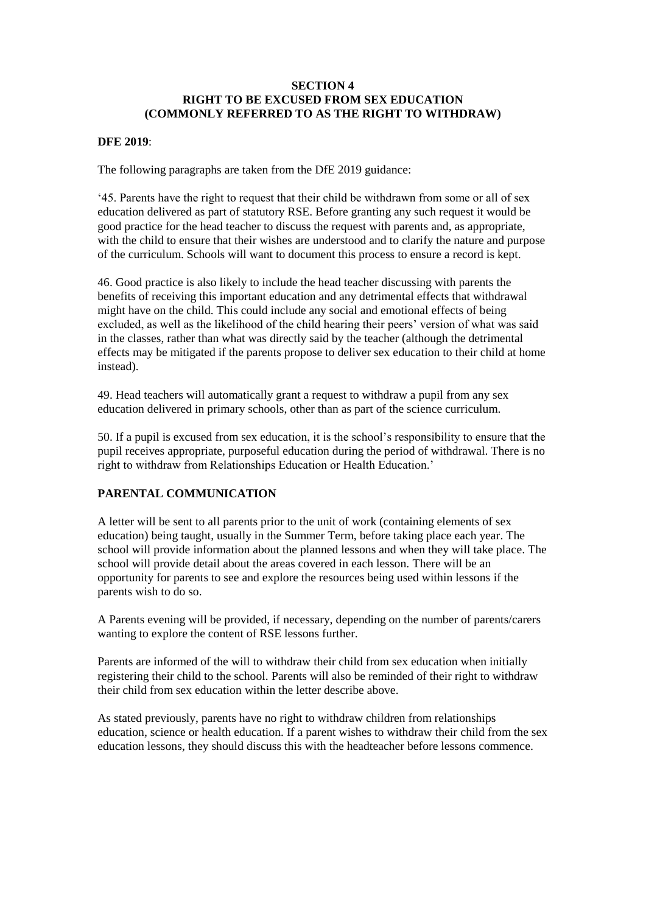**SECTION 4**
**RIGHT TO BE EXCUSED FROM SEX EDUCATION**
**(COMMONLY REFERRED TO AS THE RIGHT TO WITHDRAW)**

**DFE 2019**:

The following paragraphs are taken from the DfE 2019 guidance:

'45. Parents have the right to request that their child be withdrawn from some or all of sex education delivered as part of statutory RSE. Before granting any such request it would be good practice for the head teacher to discuss the request with parents and, as appropriate, with the child to ensure that their wishes are understood and to clarify the nature and purpose of the curriculum. Schools will want to document this process to ensure a record is kept.

46. Good practice is also likely to include the head teacher discussing with parents the benefits of receiving this important education and any detrimental effects that withdrawal might have on the child. This could include any social and emotional effects of being excluded, as well as the likelihood of the child hearing their peers' version of what was said in the classes, rather than what was directly said by the teacher (although the detrimental effects may be mitigated if the parents propose to deliver sex education to their child at home instead).

49. Head teachers will automatically grant a request to withdraw a pupil from any sex education delivered in primary schools, other than as part of the science curriculum.

50. If a pupil is excused from sex education, it is the school's responsibility to ensure that the pupil receives appropriate, purposeful education during the period of withdrawal. There is no right to withdraw from Relationships Education or Health Education.'

**PARENTAL COMMUNICATION**

A letter will be sent to all parents prior to the unit of work (containing elements of sex education) being taught, usually in the Summer Term, before taking place each year. The school will provide information about the planned lessons and when they will take place. The school will provide detail about the areas covered in each lesson. There will be an opportunity for parents to see and explore the resources being used within lessons if the parents wish to do so.

A Parents evening will be provided, if necessary, depending on the number of parents/carers wanting to explore the content of RSE lessons further.

Parents are informed of the will to withdraw their child from sex education when initially registering their child to the school. Parents will also be reminded of their right to withdraw their child from sex education within the letter describe above.

As stated previously, parents have no right to withdraw children from relationships education, science or health education. If a parent wishes to withdraw their child from the sex education lessons, they should discuss this with the headteacher before lessons commence.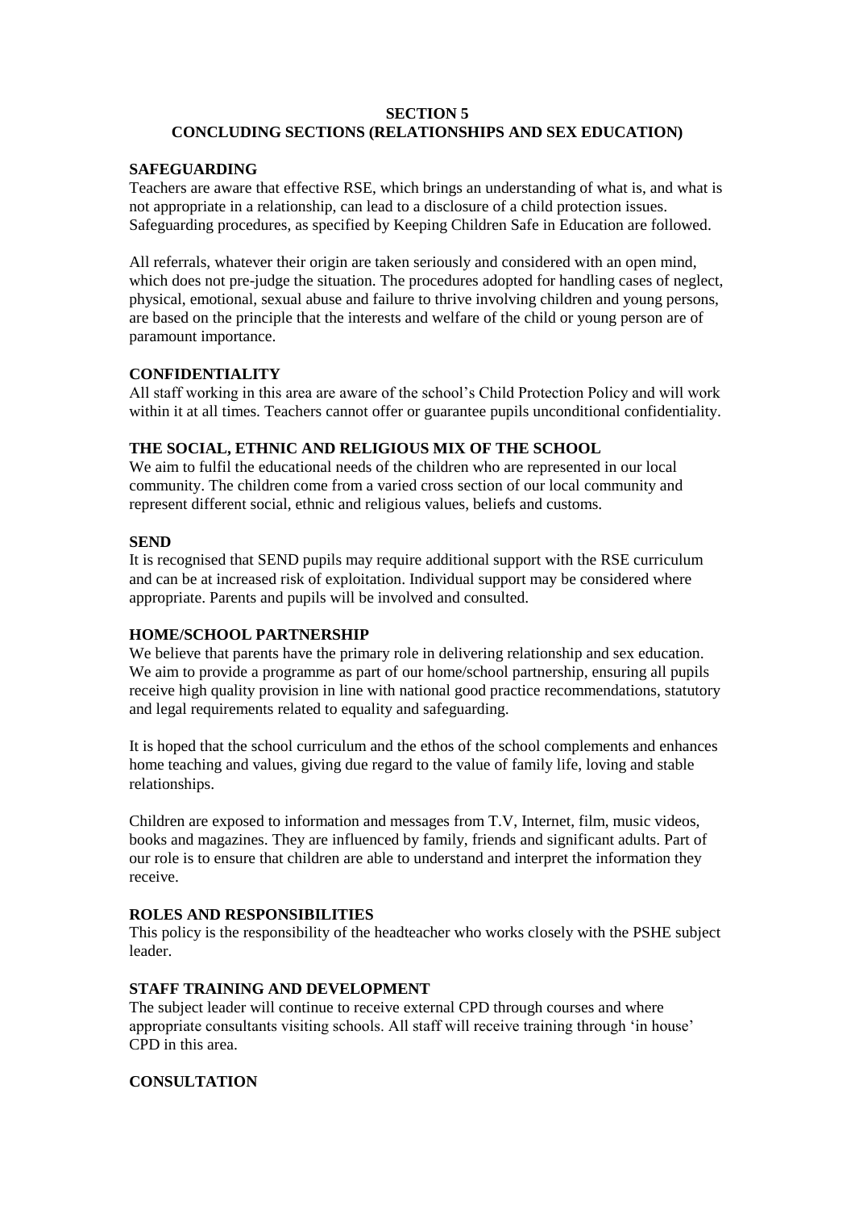# SECTION 5
# CONCLUDING SECTIONS (RELATIONSHIPS AND SEX EDUCATION)

## SAFEGUARDING

Teachers are aware that effective RSE, which brings an understanding of what is, and what is not appropriate in a relationship, can lead to a disclosure of a child protection issues. Safeguarding procedures, as specified by Keeping Children Safe in Education are followed.

All referrals, whatever their origin are taken seriously and considered with an open mind, which does not pre-judge the situation. The procedures adopted for handling cases of neglect, physical, emotional, sexual abuse and failure to thrive involving children and young persons, are based on the principle that the interests and welfare of the child or young person are of paramount importance.

## CONFIDENTIALITY

All staff working in this area are aware of the school's Child Protection Policy and will work within it at all times. Teachers cannot offer or guarantee pupils unconditional confidentiality.

## THE SOCIAL, ETHNIC AND RELIGIOUS MIX OF THE SCHOOL

We aim to fulfil the educational needs of the children who are represented in our local community. The children come from a varied cross section of our local community and represent different social, ethnic and religious values, beliefs and customs.

## SEND

It is recognised that SEND pupils may require additional support with the RSE curriculum and can be at increased risk of exploitation. Individual support may be considered where appropriate. Parents and pupils will be involved and consulted.

## HOME/SCHOOL PARTNERSHIP

We believe that parents have the primary role in delivering relationship and sex education. We aim to provide a programme as part of our home/school partnership, ensuring all pupils receive high quality provision in line with national good practice recommendations, statutory and legal requirements related to equality and safeguarding.

It is hoped that the school curriculum and the ethos of the school complements and enhances home teaching and values, giving due regard to the value of family life, loving and stable relationships.

Children are exposed to information and messages from T.V, Internet, film, music videos, books and magazines. They are influenced by family, friends and significant adults. Part of our role is to ensure that children are able to understand and interpret the information they receive.

## ROLES AND RESPONSIBILITIES

This policy is the responsibility of the headteacher who works closely with the PSHE subject leader.

## STAFF TRAINING AND DEVELOPMENT

The subject leader will continue to receive external CPD through courses and where appropriate consultants visiting schools. All staff will receive training through 'in house' CPD in this area.

## CONSULTATION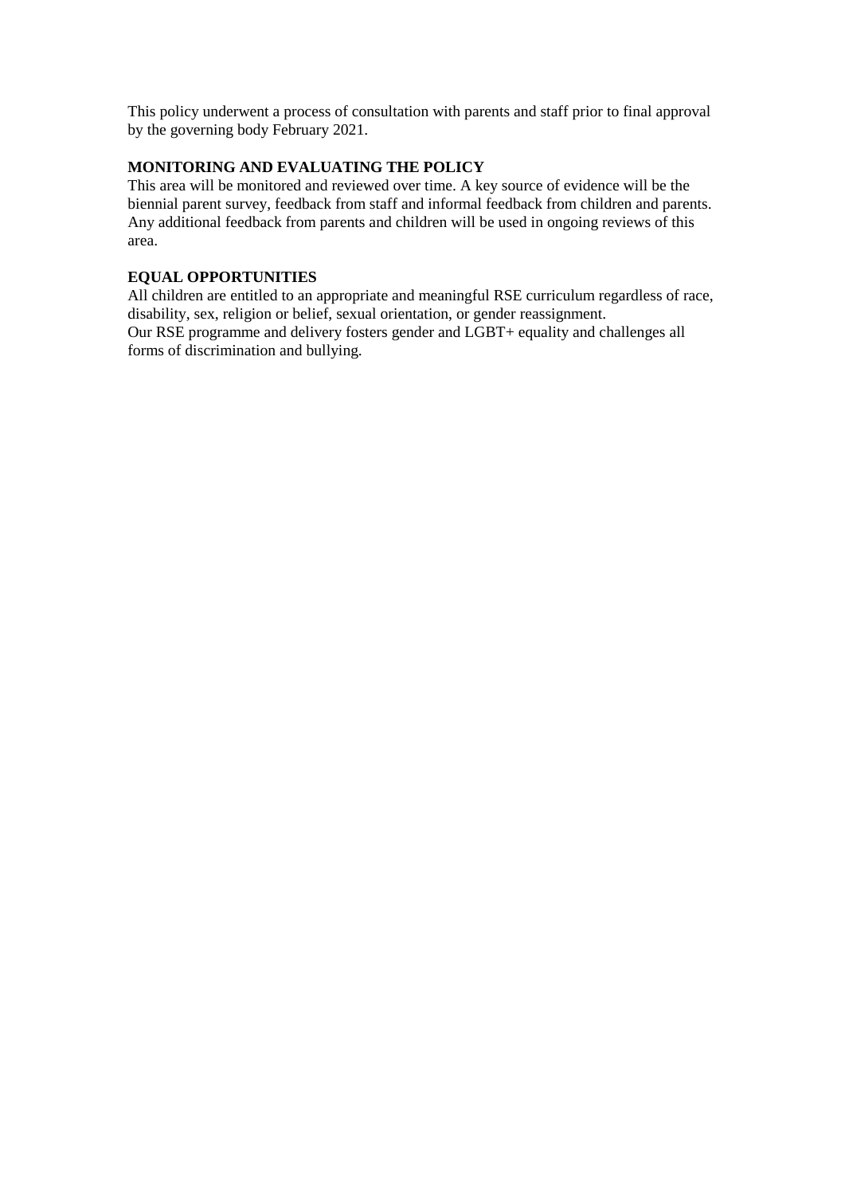This policy underwent a process of consultation with parents and staff prior to final approval by the governing body February 2021.

## MONITORING AND EVALUATING THE POLICY

This area will be monitored and reviewed over time. A key source of evidence will be the biennial parent survey, feedback from staff and informal feedback from children and parents. Any additional feedback from parents and children will be used in ongoing reviews of this area.

## EQUAL OPPORTUNITIES

All children are entitled to an appropriate and meaningful RSE curriculum regardless of race, disability, sex, religion or belief, sexual orientation, or gender reassignment.
Our RSE programme and delivery fosters gender and LGBT+ equality and challenges all forms of discrimination and bullying.